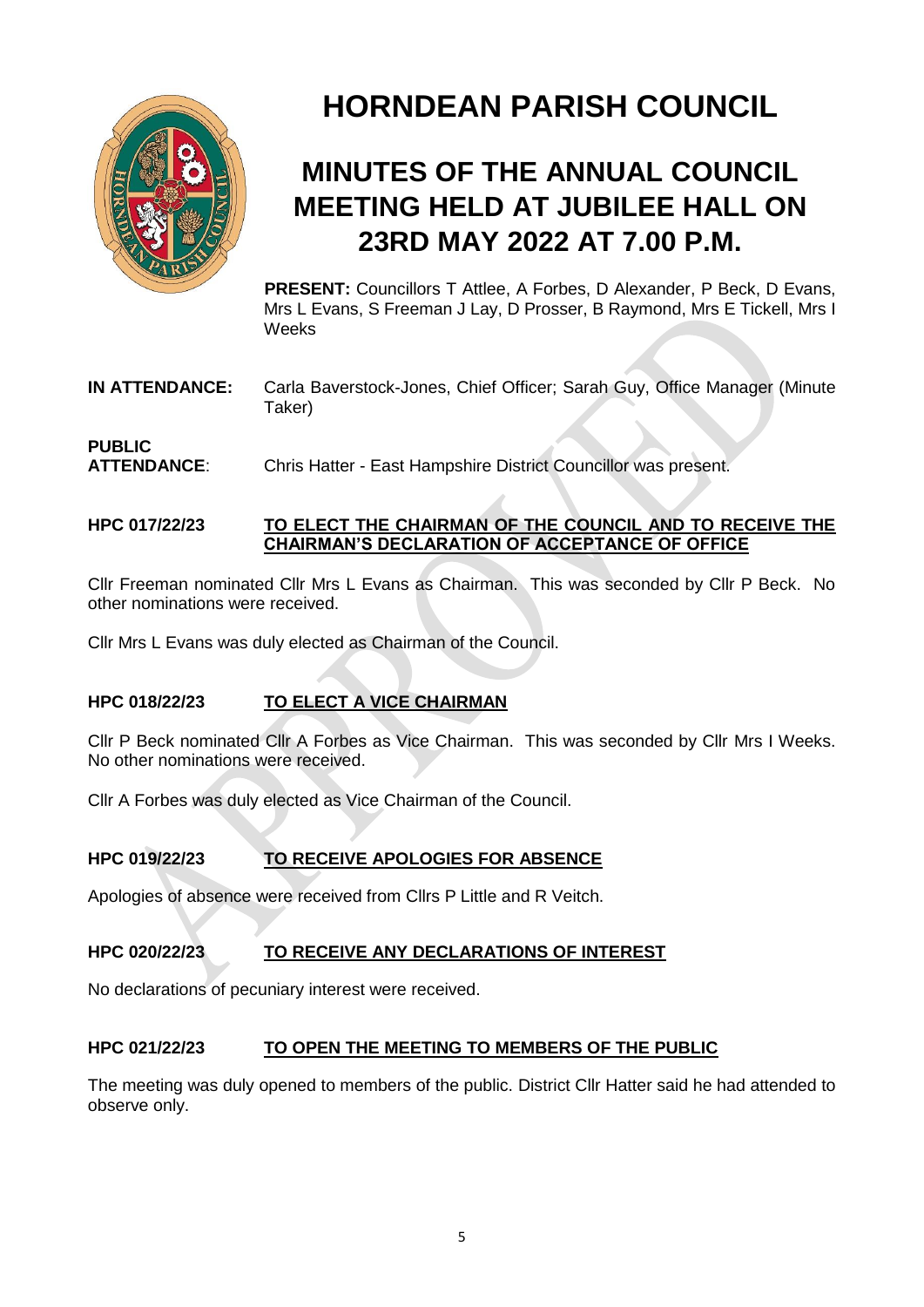# HORNDEAN PARISH COUNCIL

## MINUTES OF THE ANNUAL COUNCIL MEETING HELD AT JUBILEE HALL ON 23RD MAY 2022 AT 7.00 P.M.

**PRESENT:** Councillors T Attlee, A Forbes, D Alexander, P Beck, D Evans, Mrs L Evans, S Freeman J Lay, D Prosser, B Raymond, Mrs E Tickell, Mrs I Weeks

**IN ATTENDANCE:** Carla Baverstock-Jones, Chief Officer; Sarah Guy, Office Manager (Minute Taker)

**PUBLIC ATTENDANCE**: Chris Hatter - East Hampshire District Councillor was present.

**HPC 017/22/23** **TO ELECT THE CHAIRMAN OF THE COUNCIL AND TO RECEIVE THE CHAIRMAN'S DECLARATION OF ACCEPTANCE OF OFFICE**

Cllr Freeman nominated Cllr Mrs L Evans as Chairman. This was seconded by Cllr P Beck. No other nominations were received.

Cllr Mrs L Evans was duly elected as Chairman of the Council.

**HPC 018/22/23** **TO ELECT A VICE CHAIRMAN**

Cllr P Beck nominated Cllr A Forbes as Vice Chairman. This was seconded by Cllr Mrs I Weeks. No other nominations were received.

Cllr A Forbes was duly elected as Vice Chairman of the Council.

**HPC 019/22/23** **TO RECEIVE APOLOGIES FOR ABSENCE**

Apologies of absence were received from Cllrs P Little and R Veitch.

**HPC 020/22/23** **TO RECEIVE ANY DECLARATIONS OF INTEREST**

No declarations of pecuniary interest were received.

**HPC 021/22/23** **TO OPEN THE MEETING TO MEMBERS OF THE PUBLIC**

The meeting was duly opened to members of the public. District Cllr Hatter said he had attended to observe only.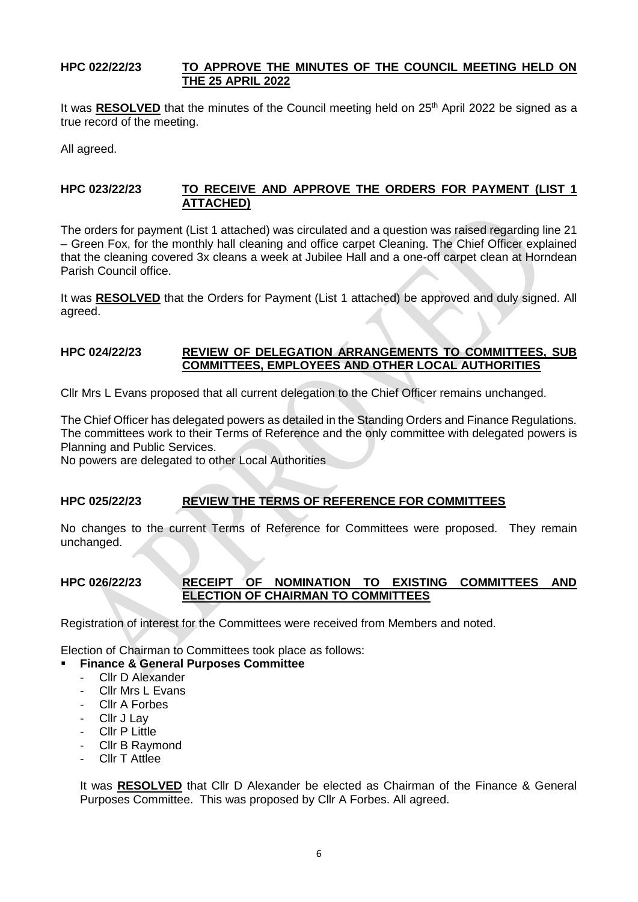**HPC 022/22/23** **TO APPROVE THE MINUTES OF THE COUNCIL MEETING HELD ON THE 25 APRIL 2022**

It was **RESOLVED** that the minutes of the Council meeting held on 25th April 2022 be signed as a true record of the meeting.

All agreed.

**HPC 023/22/23** **TO RECEIVE AND APPROVE THE ORDERS FOR PAYMENT (LIST 1 ATTACHED)**

The orders for payment (List 1 attached) was circulated and a question was raised regarding line 21 – Green Fox, for the monthly hall cleaning and office carpet Cleaning. The Chief Officer explained that the cleaning covered 3x cleans a week at Jubilee Hall and a one-off carpet clean at Horndean Parish Council office.

It was **RESOLVED** that the Orders for Payment (List 1 attached) be approved and duly signed. All agreed.

**HPC 024/22/23** **REVIEW OF DELEGATION ARRANGEMENTS TO COMMITTEES, SUB COMMITTEES, EMPLOYEES AND OTHER LOCAL AUTHORITIES**

Cllr Mrs L Evans proposed that all current delegation to the Chief Officer remains unchanged.

The Chief Officer has delegated powers as detailed in the Standing Orders and Finance Regulations. The committees work to their Terms of Reference and the only committee with delegated powers is Planning and Public Services.
No powers are delegated to other Local Authorities

**HPC 025/22/23** **REVIEW THE TERMS OF REFERENCE FOR COMMITTEES**

No changes to the current Terms of Reference for Committees were proposed. They remain unchanged.

**HPC 026/22/23** **RECEIPT OF NOMINATION TO EXISTING COMMITTEES AND ELECTION OF CHAIRMAN TO COMMITTEES**

Registration of interest for the Committees were received from Members and noted.

Election of Chairman to Committees took place as follows:

- **Finance & General Purposes Committee**
  - Cllr D Alexander
  - Cllr Mrs L Evans
  - Cllr A Forbes
  - Cllr J Lay
  - Cllr P Little
  - Cllr B Raymond
  - Cllr T Attlee

  It was **RESOLVED** that Cllr D Alexander be elected as Chairman of the Finance & General Purposes Committee. This was proposed by Cllr A Forbes. All agreed.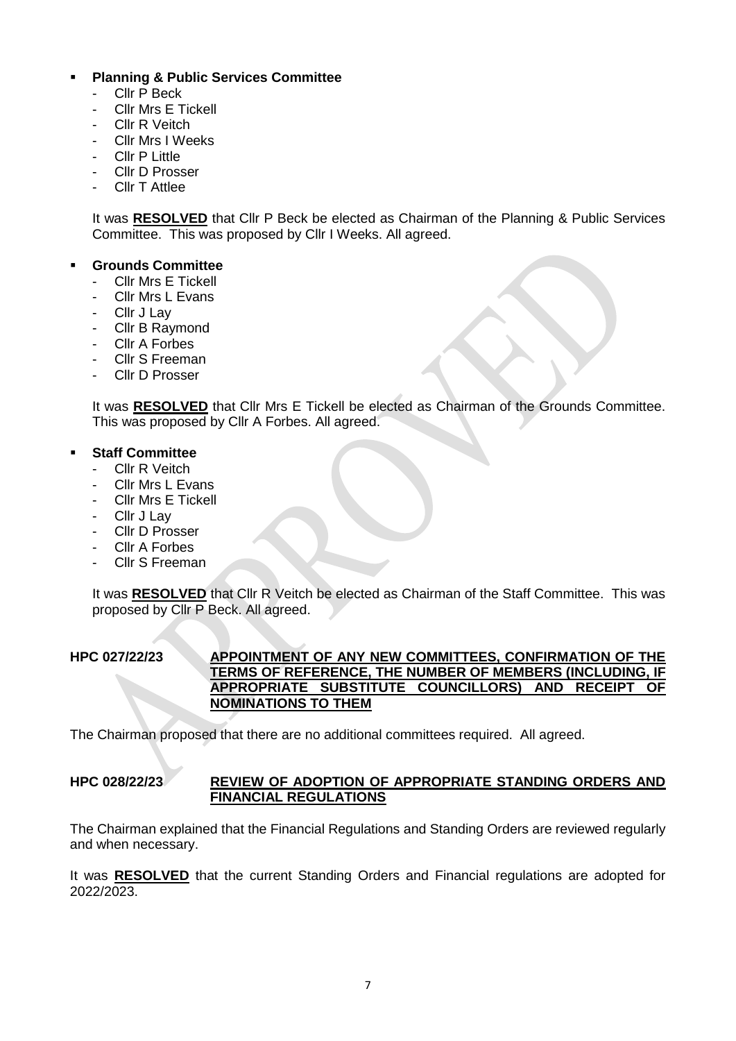- **Planning & Public Services Committee**
  - Cllr P Beck
  - Cllr Mrs E Tickell
  - Cllr R Veitch
  - Cllr Mrs I Weeks
  - Cllr P Little
  - Cllr D Prosser
  - Cllr T Attlee

  It was **RESOLVED** that Cllr P Beck be elected as Chairman of the Planning & Public Services Committee. This was proposed by Cllr I Weeks. All agreed.

- **Grounds Committee**
  - Cllr Mrs E Tickell
  - Cllr Mrs L Evans
  - Cllr J Lay
  - Cllr B Raymond
  - Cllr A Forbes
  - Cllr S Freeman
  - Cllr D Prosser

  It was **RESOLVED** that Cllr Mrs E Tickell be elected as Chairman of the Grounds Committee. This was proposed by Cllr A Forbes. All agreed.

- **Staff Committee**
  - Cllr R Veitch
  - Cllr Mrs L Evans
  - Cllr Mrs E Tickell
  - Cllr J Lay
  - Cllr D Prosser
  - Cllr A Forbes
  - Cllr S Freeman

  It was **RESOLVED** that Cllr R Veitch be elected as Chairman of the Staff Committee. This was proposed by Cllr P Beck. All agreed.

**HPC 027/22/23 APPOINTMENT OF ANY NEW COMMITTEES, CONFIRMATION OF THE TERMS OF REFERENCE, THE NUMBER OF MEMBERS (INCLUDING, IF APPROPRIATE SUBSTITUTE COUNCILLORS) AND RECEIPT OF NOMINATIONS TO THEM**

The Chairman proposed that there are no additional committees required. All agreed.

**HPC 028/22/23 REVIEW OF ADOPTION OF APPROPRIATE STANDING ORDERS AND FINANCIAL REGULATIONS**

The Chairman explained that the Financial Regulations and Standing Orders are reviewed regularly and when necessary.

It was **RESOLVED** that the current Standing Orders and Financial regulations are adopted for 2022/2023.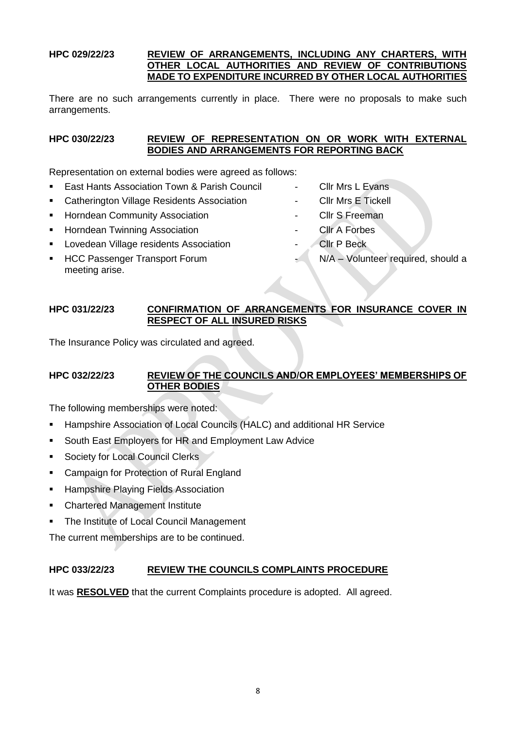**HPC 029/22/23** **REVIEW OF ARRANGEMENTS, INCLUDING ANY CHARTERS, WITH OTHER LOCAL AUTHORITIES AND REVIEW OF CONTRIBUTIONS MADE TO EXPENDITURE INCURRED BY OTHER LOCAL AUTHORITIES**

There are no such arrangements currently in place. There were no proposals to make such arrangements.

**HPC 030/22/23** **REVIEW OF REPRESENTATION ON OR WORK WITH EXTERNAL BODIES AND ARRANGEMENTS FOR REPORTING BACK**

Representation on external bodies were agreed as follows:

- East Hants Association Town & Parish Council - Cllr Mrs L Evans
- Catherington Village Residents Association - Cllr Mrs E Tickell
- Horndean Community Association - Cllr S Freeman
- Horndean Twinning Association - Cllr A Forbes
- Lovedean Village residents Association - Cllr P Beck
- HCC Passenger Transport Forum - N/A – Volunteer required, should a meeting arise.

**HPC 031/22/23** **CONFIRMATION OF ARRANGEMENTS FOR INSURANCE COVER IN RESPECT OF ALL INSURED RISKS**

The Insurance Policy was circulated and agreed.

**HPC 032/22/23** **REVIEW OF THE COUNCILS AND/OR EMPLOYEES' MEMBERSHIPS OF OTHER BODIES**

The following memberships were noted:

- Hampshire Association of Local Councils (HALC) and additional HR Service
- South East Employers for HR and Employment Law Advice
- Society for Local Council Clerks
- Campaign for Protection of Rural England
- Hampshire Playing Fields Association
- Chartered Management Institute
- The Institute of Local Council Management

The current memberships are to be continued.

**HPC 033/22/23** **REVIEW THE COUNCILS COMPLAINTS PROCEDURE**

It was **RESOLVED** that the current Complaints procedure is adopted. All agreed.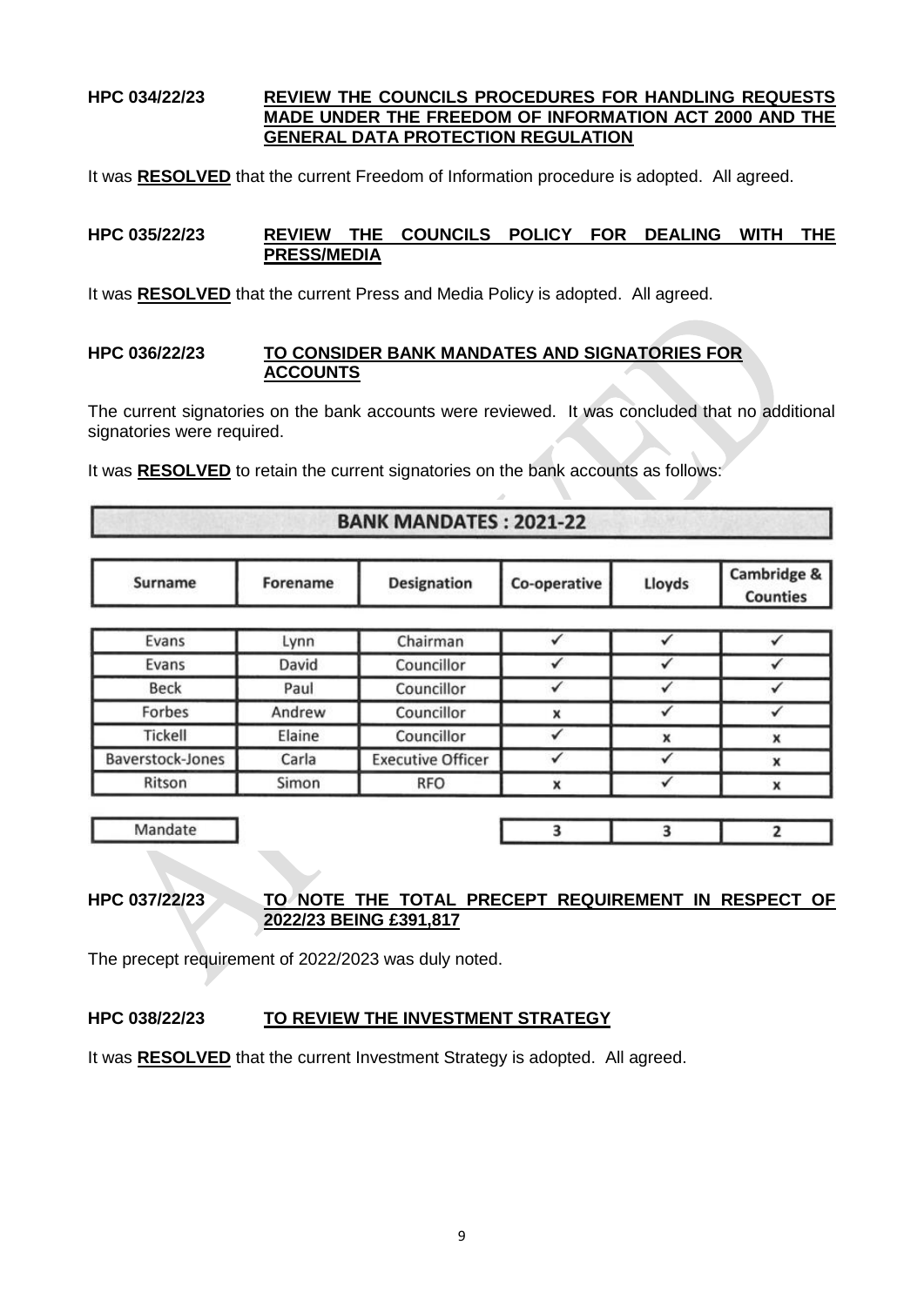**HPC 034/22/23** **REVIEW THE COUNCILS PROCEDURES FOR HANDLING REQUESTS MADE UNDER THE FREEDOM OF INFORMATION ACT 2000 AND THE GENERAL DATA PROTECTION REGULATION**

It was **RESOLVED** that the current Freedom of Information procedure is adopted. All agreed.

**HPC 035/22/23** **REVIEW THE COUNCILS POLICY FOR DEALING WITH THE PRESS/MEDIA**

It was **RESOLVED** that the current Press and Media Policy is adopted. All agreed.

**HPC 036/22/23** **TO CONSIDER BANK MANDATES AND SIGNATORIES FOR ACCOUNTS**

The current signatories on the bank accounts were reviewed. It was concluded that no additional signatories were required.

It was **RESOLVED** to retain the current signatories on the bank accounts as follows:

**BANK MANDATES : 2021-22**

| Surname | Forename | Designation | Co-operative | Lloyds | Cambridge & Counties |
|---|---|---|---|---|---|
| Evans | Lynn | Chairman | ✓ | ✓ | ✓ |
| Evans | David | Councillor | ✓ | ✓ | ✓ |
| Beck | Paul | Councillor | ✓ | ✓ | ✓ |
| Forbes | Andrew | Councillor | x | ✓ | ✓ |
| Tickell | Elaine | Councillor | ✓ | x | x |
| Baverstock-Jones | Carla | Executive Officer | ✓ | ✓ | x |
| Ritson | Simon | RFO | x | ✓ | x |
| Mandate | | | 3 | 3 | 2 |

**HPC 037/22/23** **TO NOTE THE TOTAL PRECEPT REQUIREMENT IN RESPECT OF 2022/23 BEING £391,817**

The precept requirement of 2022/2023 was duly noted.

**HPC 038/22/23** **TO REVIEW THE INVESTMENT STRATEGY**

It was **RESOLVED** that the current Investment Strategy is adopted. All agreed.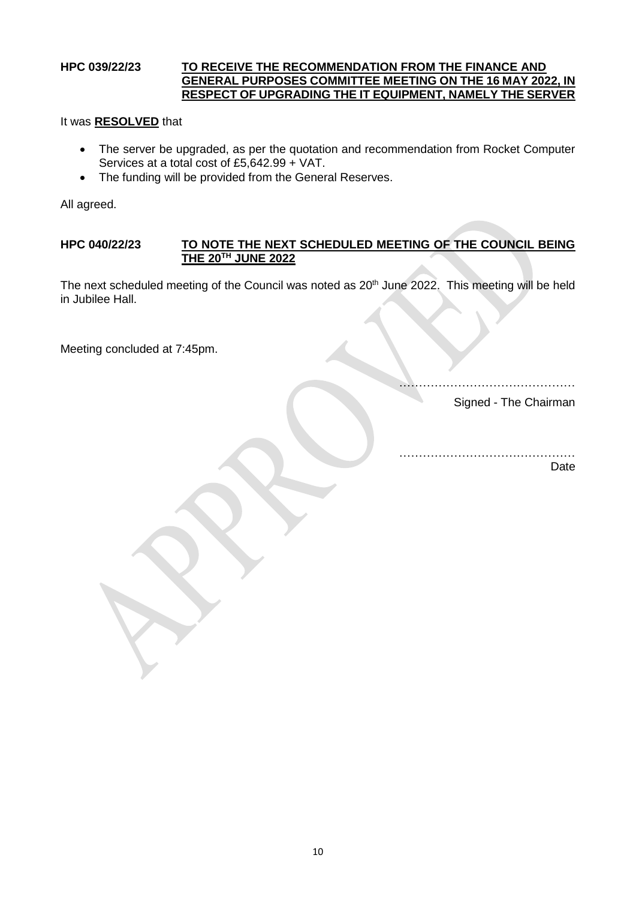**HPC 039/22/23** **TO RECEIVE THE RECOMMENDATION FROM THE FINANCE AND GENERAL PURPOSES COMMITTEE MEETING ON THE 16 MAY 2022, IN RESPECT OF UPGRADING THE IT EQUIPMENT, NAMELY THE SERVER**

It was **RESOLVED** that

- The server be upgraded, as per the quotation and recommendation from Rocket Computer Services at a total cost of £5,642.99 + VAT.
- The funding will be provided from the General Reserves.

All agreed.

**HPC 040/22/23** **TO NOTE THE NEXT SCHEDULED MEETING OF THE COUNCIL BEING THE 20TH JUNE 2022**

The next scheduled meeting of the Council was noted as 20th June 2022. This meeting will be held in Jubilee Hall.

Meeting concluded at 7:45pm.

……………………………………
Signed - The Chairman

……………………………………
Date